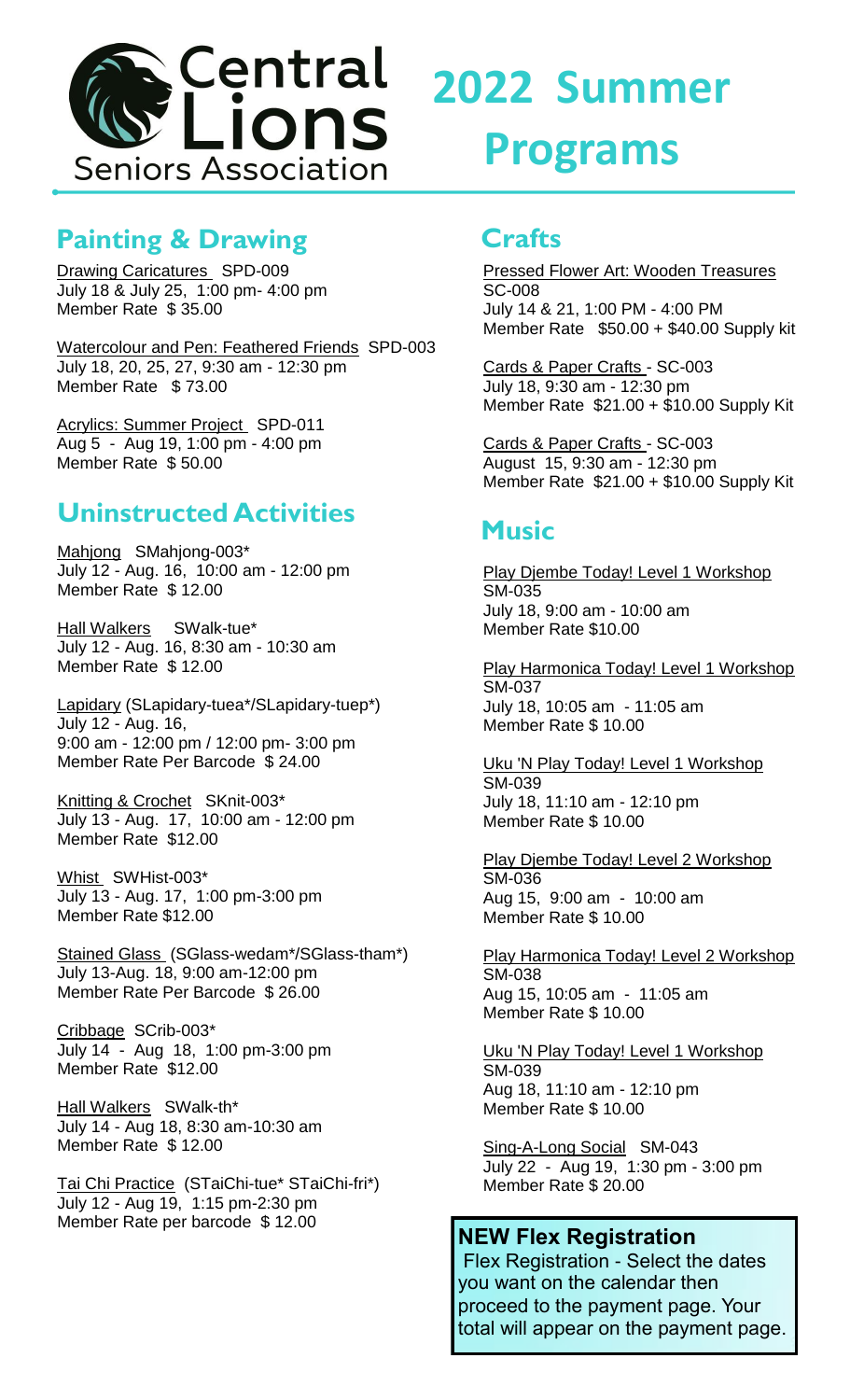# Central Lions Seniors Association

# 2022 Summer Programs

## Painting & Drawing

Drawing Caricatures SPD-009
July 18 & July 25, 1:00 pm- 4:00 pm
Member Rate $ 35.00

Watercolour and Pen: Feathered Friends SPD-003
July 18, 20, 25, 27, 9:30 am - 12:30 pm
Member Rate $ 73.00

Acrylics: Summer Project SPD-011
Aug 5 - Aug 19, 1:00 pm - 4:00 pm
Member Rate $ 50.00

## Uninstructed Activities

Mahjong SMahjong-003*
July 12 - Aug. 16, 10:00 am - 12:00 pm
Member Rate $ 12.00

Hall Walkers SWalk-tue*
July 12 - Aug. 16, 8:30 am - 10:30 am
Member Rate $ 12.00

Lapidary (SLapidary-tuea*/SLapidary-tuep*)
July 12 - Aug. 16,
9:00 am - 12:00 pm / 12:00 pm- 3:00 pm
Member Rate Per Barcode $ 24.00

Knitting & Crochet SKnit-003*
July 13 - Aug. 17, 10:00 am - 12:00 pm
Member Rate $12.00

Whist SWHist-003*
July 13 - Aug. 17, 1:00 pm-3:00 pm
Member Rate $12.00

Stained Glass (SGlass-wedam*/SGlass-tham*)
July 13-Aug. 18, 9:00 am-12:00 pm
Member Rate Per Barcode $ 26.00

Cribbage SCrib-003*
July 14 - Aug 18, 1:00 pm-3:00 pm
Member Rate $12.00

Hall Walkers SWalk-th*
July 14 - Aug 18, 8:30 am-10:30 am
Member Rate $ 12.00

Tai Chi Practice (STaiChi-tue* STaiChi-fri*)
July 12 - Aug 19, 1:15 pm-2:30 pm
Member Rate per barcode $ 12.00

## Crafts

Pressed Flower Art: Wooden Treasures
SC-008
July 14 & 21, 1:00 PM - 4:00 PM
Member Rate $50.00 + $40.00 Supply kit

Cards & Paper Crafts - SC-003
July 18, 9:30 am - 12:30 pm
Member Rate $21.00 + $10.00 Supply Kit

Cards & Paper Crafts - SC-003
August 15, 9:30 am - 12:30 pm
Member Rate $21.00 + $10.00 Supply Kit

## Music

Play Djembe Today! Level 1 Workshop
SM-035
July 18, 9:00 am - 10:00 am
Member Rate $10.00

Play Harmonica Today! Level 1 Workshop
SM-037
July 18, 10:05 am - 11:05 am
Member Rate $ 10.00

Uku 'N Play Today! Level 1 Workshop
SM-039
July 18, 11:10 am - 12:10 pm
Member Rate $ 10.00

Play Djembe Today! Level 2 Workshop
SM-036
Aug 15, 9:00 am - 10:00 am
Member Rate $ 10.00

Play Harmonica Today! Level 2 Workshop
SM-038
Aug 15, 10:05 am - 11:05 am
Member Rate $ 10.00

Uku 'N Play Today! Level 1 Workshop
SM-039
Aug 18, 11:10 am - 12:10 pm
Member Rate $ 10.00

Sing-A-Long Social SM-043
July 22 - Aug 19, 1:30 pm - 3:00 pm
Member Rate $ 20.00

**NEW Flex Registration**

Flex Registration - Select the dates you want on the calendar then proceed to the payment page. Your total will appear on the payment page.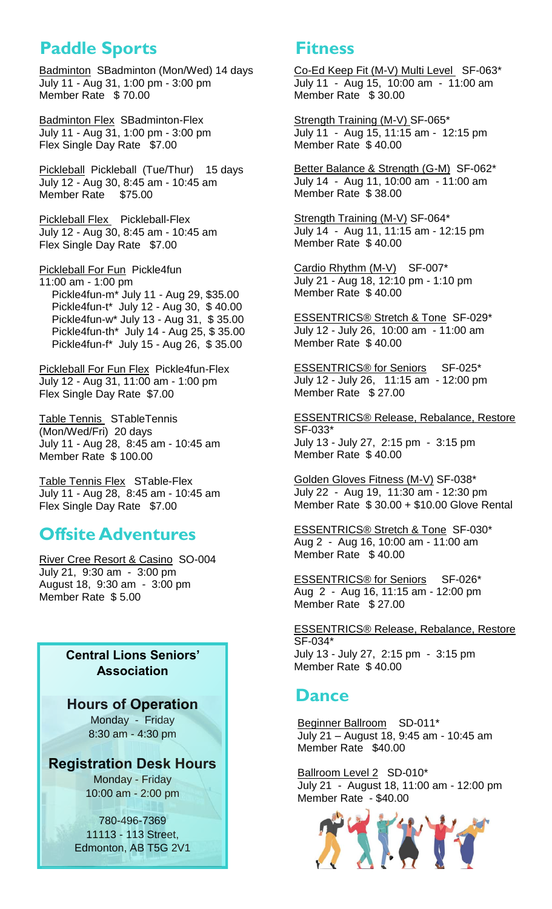## Paddle Sports

Badminton SBadminton (Mon/Wed) 14 days
July 11 - Aug 31, 1:00 pm - 3:00 pm
Member Rate $ 70.00

Badminton Flex SBadminton-Flex
July 11 - Aug 31, 1:00 pm - 3:00 pm
Flex Single Day Rate $7.00

Pickleball Pickleball (Tue/Thur) 15 days
July 12 - Aug 30, 8:45 am - 10:45 am
Member Rate $75.00

Pickleball Flex Pickleball-Flex
July 12 - Aug 30, 8:45 am - 10:45 am
Flex Single Day Rate $7.00

Pickleball For Fun Pickle4fun
11:00 am - 1:00 pm
- Pickle4fun-m* July 11 - Aug 29, $35.00
- Pickle4fun-t* July 12 - Aug 30, $ 40.00
- Pickle4fun-w* July 13 - Aug 31, $ 35.00
- Pickle4fun-th* July 14 - Aug 25, $ 35.00
- Pickle4fun-f* July 15 - Aug 26, $ 35.00

Pickleball For Fun Flex Pickle4fun-Flex
July 12 - Aug 31, 11:00 am - 1:00 pm
Flex Single Day Rate $7.00

Table Tennis STableTennis
(Mon/Wed/Fri) 20 days
July 11 - Aug 28, 8:45 am - 10:45 am
Member Rate $ 100.00

Table Tennis Flex STable-Flex
July 11 - Aug 28, 8:45 am - 10:45 am
Flex Single Day Rate $7.00

## Offsite Adventures

River Cree Resort & Casino SO-004
July 21, 9:30 am - 3:00 pm
August 18, 9:30 am - 3:00 pm
Member Rate $ 5.00

**Central Lions Seniors' Association**

**Hours of Operation**
Monday - Friday
8:30 am - 4:30 pm

**Registration Desk Hours**
Monday - Friday
10:00 am - 2:00 pm

780-496-7369
11113 - 113 Street,
Edmonton, AB T5G 2V1

## Fitness

Co-Ed Keep Fit (M-V) Multi Level SF-063*
July 11 - Aug 15, 10:00 am - 11:00 am
Member Rate $ 30.00

Strength Training (M-V) SF-065*
July 11 - Aug 15, 11:15 am - 12:15 pm
Member Rate $ 40.00

Better Balance & Strength (G-M) SF-062*
July 14 - Aug 11, 10:00 am - 11:00 am
Member Rate $ 38.00

Strength Training (M-V) SF-064*
July 14 - Aug 11, 11:15 am - 12:15 pm
Member Rate $ 40.00

Cardio Rhythm (M-V) SF-007*
July 21 - Aug 18, 12:10 pm - 1:10 pm
Member Rate $ 40.00

ESSENTRICS® Stretch & Tone SF-029*
July 12 - July 26, 10:00 am - 11:00 am
Member Rate $ 40.00

ESSENTRICS® for Seniors SF-025*
July 12 - July 26, 11:15 am - 12:00 pm
Member Rate $ 27.00

ESSENTRICS® Release, Rebalance, Restore SF-033*
July 13 - July 27, 2:15 pm - 3:15 pm
Member Rate $ 40.00

Golden Gloves Fitness (M-V) SF-038*
July 22 - Aug 19, 11:30 am - 12:30 pm
Member Rate $ 30.00 + $10.00 Glove Rental

ESSENTRICS® Stretch & Tone SF-030*
Aug 2 - Aug 16, 10:00 am - 11:00 am
Member Rate $ 40.00

ESSENTRICS® for Seniors SF-026*
Aug 2 - Aug 16, 11:15 am - 12:00 pm
Member Rate $ 27.00

ESSENTRICS® Release, Rebalance, Restore SF-034*
July 13 - July 27, 2:15 pm - 3:15 pm
Member Rate $ 40.00

## Dance

Beginner Ballroom SD-011*
July 21 – August 18, 9:45 am - 10:45 am
Member Rate $40.00

Ballroom Level 2 SD-010*
July 21 - August 18, 11:00 am - 12:00 pm
Member Rate - $40.00